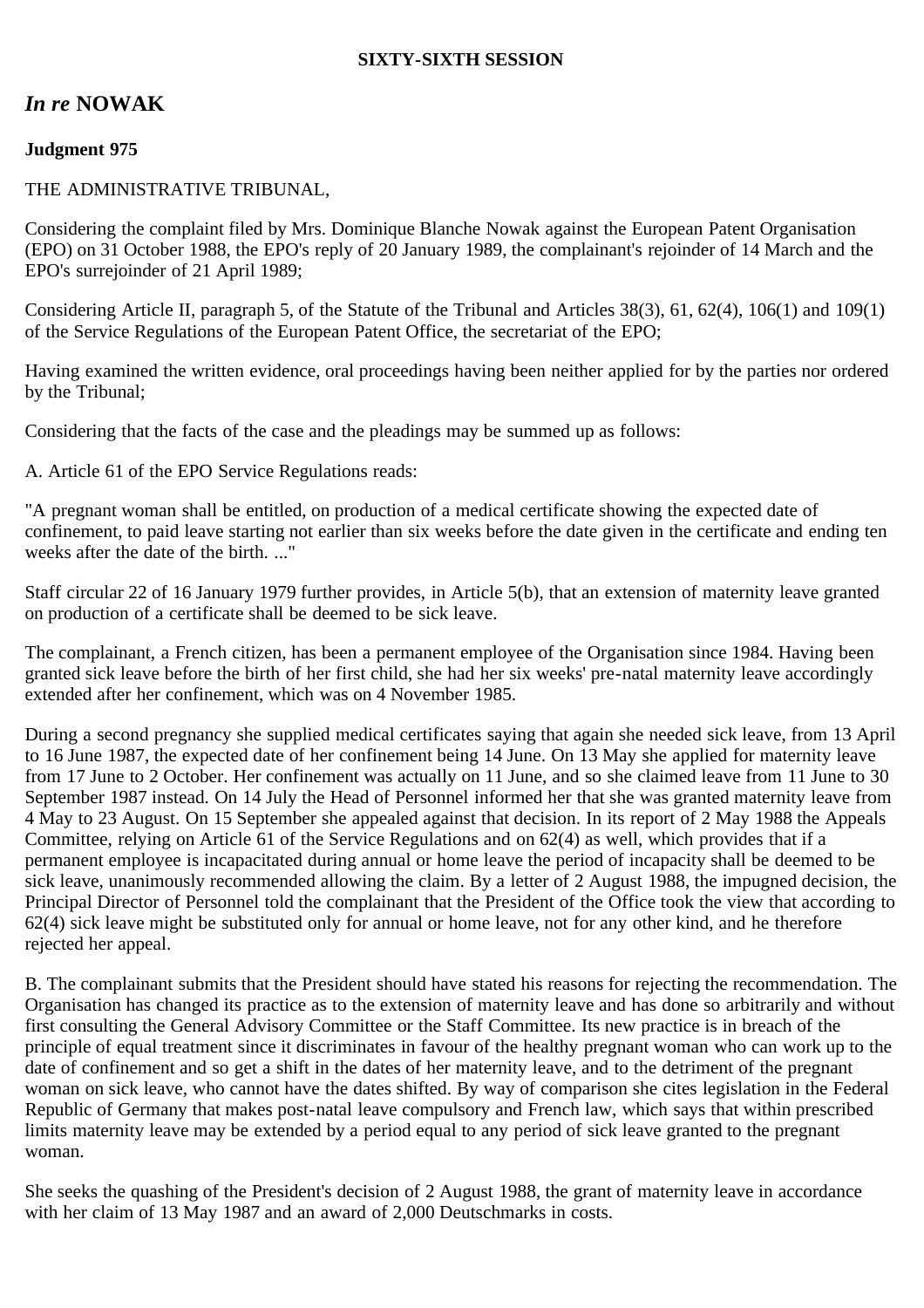**SIXTY-SIXTH SESSION**

## *In re* NOWAK

**Judgment 975**

THE ADMINISTRATIVE TRIBUNAL,

Considering the complaint filed by Mrs. Dominique Blanche Nowak against the European Patent Organisation (EPO) on 31 October 1988, the EPO's reply of 20 January 1989, the complainant's rejoinder of 14 March and the EPO's surrejoinder of 21 April 1989;

Considering Article II, paragraph 5, of the Statute of the Tribunal and Articles 38(3), 61, 62(4), 106(1) and 109(1) of the Service Regulations of the European Patent Office, the secretariat of the EPO;

Having examined the written evidence, oral proceedings having been neither applied for by the parties nor ordered by the Tribunal;

Considering that the facts of the case and the pleadings may be summed up as follows:

A. Article 61 of the EPO Service Regulations reads:

"A pregnant woman shall be entitled, on production of a medical certificate showing the expected date of confinement, to paid leave starting not earlier than six weeks before the date given in the certificate and ending ten weeks after the date of the birth. ..."

Staff circular 22 of 16 January 1979 further provides, in Article 5(b), that an extension of maternity leave granted on production of a certificate shall be deemed to be sick leave.

The complainant, a French citizen, has been a permanent employee of the Organisation since 1984. Having been granted sick leave before the birth of her first child, she had her six weeks' pre-natal maternity leave accordingly extended after her confinement, which was on 4 November 1985.

During a second pregnancy she supplied medical certificates saying that again she needed sick leave, from 13 April to 16 June 1987, the expected date of her confinement being 14 June. On 13 May she applied for maternity leave from 17 June to 2 October. Her confinement was actually on 11 June, and so she claimed leave from 11 June to 30 September 1987 instead. On 14 July the Head of Personnel informed her that she was granted maternity leave from 4 May to 23 August. On 15 September she appealed against that decision. In its report of 2 May 1988 the Appeals Committee, relying on Article 61 of the Service Regulations and on 62(4) as well, which provides that if a permanent employee is incapacitated during annual or home leave the period of incapacity shall be deemed to be sick leave, unanimously recommended allowing the claim. By a letter of 2 August 1988, the impugned decision, the Principal Director of Personnel told the complainant that the President of the Office took the view that according to 62(4) sick leave might be substituted only for annual or home leave, not for any other kind, and he therefore rejected her appeal.

B. The complainant submits that the President should have stated his reasons for rejecting the recommendation. The Organisation has changed its practice as to the extension of maternity leave and has done so arbitrarily and without first consulting the General Advisory Committee or the Staff Committee. Its new practice is in breach of the principle of equal treatment since it discriminates in favour of the healthy pregnant woman who can work up to the date of confinement and so get a shift in the dates of her maternity leave, and to the detriment of the pregnant woman on sick leave, who cannot have the dates shifted. By way of comparison she cites legislation in the Federal Republic of Germany that makes post-natal leave compulsory and French law, which says that within prescribed limits maternity leave may be extended by a period equal to any period of sick leave granted to the pregnant woman.

She seeks the quashing of the President's decision of 2 August 1988, the grant of maternity leave in accordance with her claim of 13 May 1987 and an award of 2,000 Deutschmarks in costs.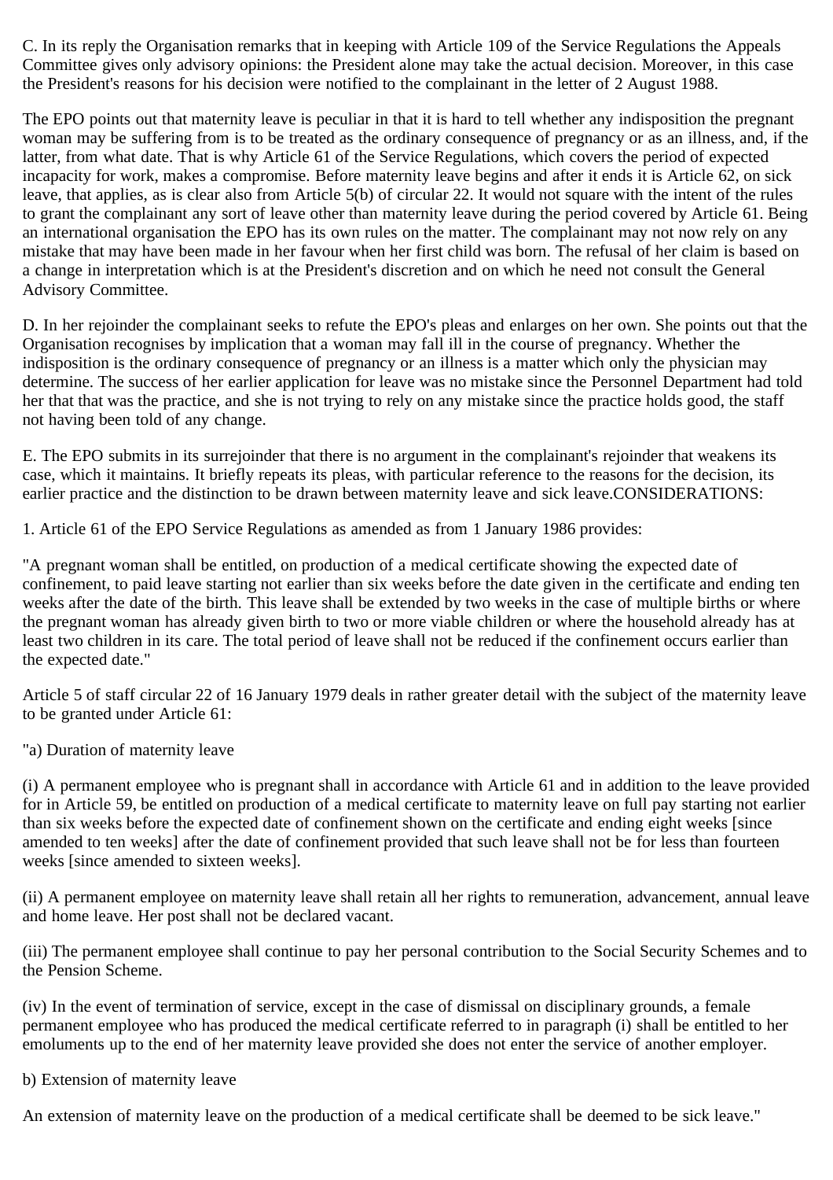C. In its reply the Organisation remarks that in keeping with Article 109 of the Service Regulations the Appeals Committee gives only advisory opinions: the President alone may take the actual decision. Moreover, in this case the President's reasons for his decision were notified to the complainant in the letter of 2 August 1988.

The EPO points out that maternity leave is peculiar in that it is hard to tell whether any indisposition the pregnant woman may be suffering from is to be treated as the ordinary consequence of pregnancy or as an illness, and, if the latter, from what date. That is why Article 61 of the Service Regulations, which covers the period of expected incapacity for work, makes a compromise. Before maternity leave begins and after it ends it is Article 62, on sick leave, that applies, as is clear also from Article 5(b) of circular 22. It would not square with the intent of the rules to grant the complainant any sort of leave other than maternity leave during the period covered by Article 61. Being an international organisation the EPO has its own rules on the matter. The complainant may not now rely on any mistake that may have been made in her favour when her first child was born. The refusal of her claim is based on a change in interpretation which is at the President's discretion and on which he need not consult the General Advisory Committee.

D. In her rejoinder the complainant seeks to refute the EPO's pleas and enlarges on her own. She points out that the Organisation recognises by implication that a woman may fall ill in the course of pregnancy. Whether the indisposition is the ordinary consequence of pregnancy or an illness is a matter which only the physician may determine. The success of her earlier application for leave was no mistake since the Personnel Department had told her that that was the practice, and she is not trying to rely on any mistake since the practice holds good, the staff not having been told of any change.

E. The EPO submits in its surrejoinder that there is no argument in the complainant's rejoinder that weakens its case, which it maintains. It briefly repeats its pleas, with particular reference to the reasons for the decision, its earlier practice and the distinction to be drawn between maternity leave and sick leave.CONSIDERATIONS:

1. Article 61 of the EPO Service Regulations as amended as from 1 January 1986 provides:

"A pregnant woman shall be entitled, on production of a medical certificate showing the expected date of confinement, to paid leave starting not earlier than six weeks before the date given in the certificate and ending ten weeks after the date of the birth. This leave shall be extended by two weeks in the case of multiple births or where the pregnant woman has already given birth to two or more viable children or where the household already has at least two children in its care. The total period of leave shall not be reduced if the confinement occurs earlier than the expected date."

Article 5 of staff circular 22 of 16 January 1979 deals in rather greater detail with the subject of the maternity leave to be granted under Article 61:

"a) Duration of maternity leave

(i) A permanent employee who is pregnant shall in accordance with Article 61 and in addition to the leave provided for in Article 59, be entitled on production of a medical certificate to maternity leave on full pay starting not earlier than six weeks before the expected date of confinement shown on the certificate and ending eight weeks [since amended to ten weeks] after the date of confinement provided that such leave shall not be for less than fourteen weeks [since amended to sixteen weeks].

(ii) A permanent employee on maternity leave shall retain all her rights to remuneration, advancement, annual leave and home leave. Her post shall not be declared vacant.

(iii) The permanent employee shall continue to pay her personal contribution to the Social Security Schemes and to the Pension Scheme.

(iv) In the event of termination of service, except in the case of dismissal on disciplinary grounds, a female permanent employee who has produced the medical certificate referred to in paragraph (i) shall be entitled to her emoluments up to the end of her maternity leave provided she does not enter the service of another employer.

b) Extension of maternity leave

An extension of maternity leave on the production of a medical certificate shall be deemed to be sick leave."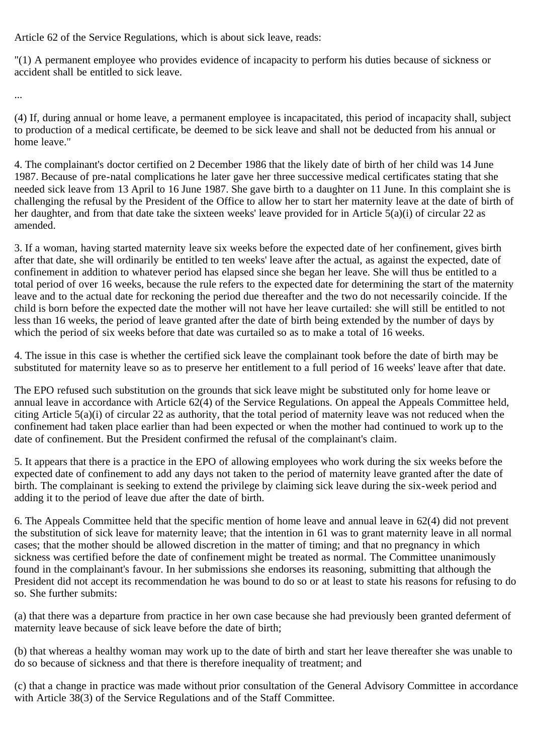Article 62 of the Service Regulations, which is about sick leave, reads:

"(1) A permanent employee who provides evidence of incapacity to perform his duties because of sickness or accident shall be entitled to sick leave.

...

(4) If, during annual or home leave, a permanent employee is incapacitated, this period of incapacity shall, subject to production of a medical certificate, be deemed to be sick leave and shall not be deducted from his annual or home leave."

4. The complainant's doctor certified on 2 December 1986 that the likely date of birth of her child was 14 June 1987. Because of pre-natal complications he later gave her three successive medical certificates stating that she needed sick leave from 13 April to 16 June 1987. She gave birth to a daughter on 11 June. In this complaint she is challenging the refusal by the President of the Office to allow her to start her maternity leave at the date of birth of her daughter, and from that date take the sixteen weeks' leave provided for in Article 5(a)(i) of circular 22 as amended.

3. If a woman, having started maternity leave six weeks before the expected date of her confinement, gives birth after that date, she will ordinarily be entitled to ten weeks' leave after the actual, as against the expected, date of confinement in addition to whatever period has elapsed since she began her leave. She will thus be entitled to a total period of over 16 weeks, because the rule refers to the expected date for determining the start of the maternity leave and to the actual date for reckoning the period due thereafter and the two do not necessarily coincide. If the child is born before the expected date the mother will not have her leave curtailed: she will still be entitled to not less than 16 weeks, the period of leave granted after the date of birth being extended by the number of days by which the period of six weeks before that date was curtailed so as to make a total of 16 weeks.

4. The issue in this case is whether the certified sick leave the complainant took before the date of birth may be substituted for maternity leave so as to preserve her entitlement to a full period of 16 weeks' leave after that date.

The EPO refused such substitution on the grounds that sick leave might be substituted only for home leave or annual leave in accordance with Article 62(4) of the Service Regulations. On appeal the Appeals Committee held, citing Article 5(a)(i) of circular 22 as authority, that the total period of maternity leave was not reduced when the confinement had taken place earlier than had been expected or when the mother had continued to work up to the date of confinement. But the President confirmed the refusal of the complainant's claim.

5. It appears that there is a practice in the EPO of allowing employees who work during the six weeks before the expected date of confinement to add any days not taken to the period of maternity leave granted after the date of birth. The complainant is seeking to extend the privilege by claiming sick leave during the six-week period and adding it to the period of leave due after the date of birth.

6. The Appeals Committee held that the specific mention of home leave and annual leave in 62(4) did not prevent the substitution of sick leave for maternity leave; that the intention in 61 was to grant maternity leave in all normal cases; that the mother should be allowed discretion in the matter of timing; and that no pregnancy in which sickness was certified before the date of confinement might be treated as normal. The Committee unanimously found in the complainant's favour. In her submissions she endorses its reasoning, submitting that although the President did not accept its recommendation he was bound to do so or at least to state his reasons for refusing to do so. She further submits:

(a) that there was a departure from practice in her own case because she had previously been granted deferment of maternity leave because of sick leave before the date of birth;

(b) that whereas a healthy woman may work up to the date of birth and start her leave thereafter she was unable to do so because of sickness and that there is therefore inequality of treatment; and

(c) that a change in practice was made without prior consultation of the General Advisory Committee in accordance with Article 38(3) of the Service Regulations and of the Staff Committee.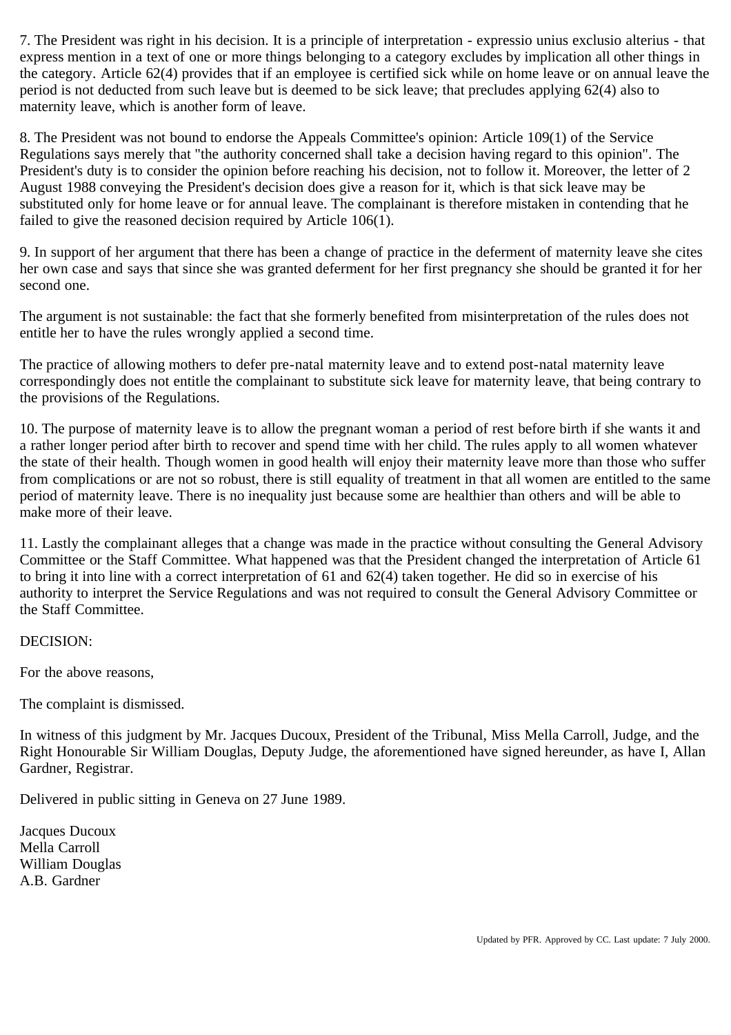7. The President was right in his decision. It is a principle of interpretation - expressio unius exclusio alterius - that express mention in a text of one or more things belonging to a category excludes by implication all other things in the category. Article 62(4) provides that if an employee is certified sick while on home leave or on annual leave the period is not deducted from such leave but is deemed to be sick leave; that precludes applying 62(4) also to maternity leave, which is another form of leave.

8. The President was not bound to endorse the Appeals Committee's opinion: Article 109(1) of the Service Regulations says merely that "the authority concerned shall take a decision having regard to this opinion". The President's duty is to consider the opinion before reaching his decision, not to follow it. Moreover, the letter of 2 August 1988 conveying the President's decision does give a reason for it, which is that sick leave may be substituted only for home leave or for annual leave. The complainant is therefore mistaken in contending that he failed to give the reasoned decision required by Article 106(1).

9. In support of her argument that there has been a change of practice in the deferment of maternity leave she cites her own case and says that since she was granted deferment for her first pregnancy she should be granted it for her second one.

The argument is not sustainable: the fact that she formerly benefited from misinterpretation of the rules does not entitle her to have the rules wrongly applied a second time.

The practice of allowing mothers to defer pre-natal maternity leave and to extend post-natal maternity leave correspondingly does not entitle the complainant to substitute sick leave for maternity leave, that being contrary to the provisions of the Regulations.

10. The purpose of maternity leave is to allow the pregnant woman a period of rest before birth if she wants it and a rather longer period after birth to recover and spend time with her child. The rules apply to all women whatever the state of their health. Though women in good health will enjoy their maternity leave more than those who suffer from complications or are not so robust, there is still equality of treatment in that all women are entitled to the same period of maternity leave. There is no inequality just because some are healthier than others and will be able to make more of their leave.

11. Lastly the complainant alleges that a change was made in the practice without consulting the General Advisory Committee or the Staff Committee. What happened was that the President changed the interpretation of Article 61 to bring it into line with a correct interpretation of 61 and 62(4) taken together. He did so in exercise of his authority to interpret the Service Regulations and was not required to consult the General Advisory Committee or the Staff Committee.

DECISION:

For the above reasons,

The complaint is dismissed.

In witness of this judgment by Mr. Jacques Ducoux, President of the Tribunal, Miss Mella Carroll, Judge, and the Right Honourable Sir William Douglas, Deputy Judge, the aforementioned have signed hereunder, as have I, Allan Gardner, Registrar.

Delivered in public sitting in Geneva on 27 June 1989.

Jacques Ducoux
Mella Carroll
William Douglas
A.B. Gardner

Updated by PFR. Approved by CC. Last update: 7 July 2000.